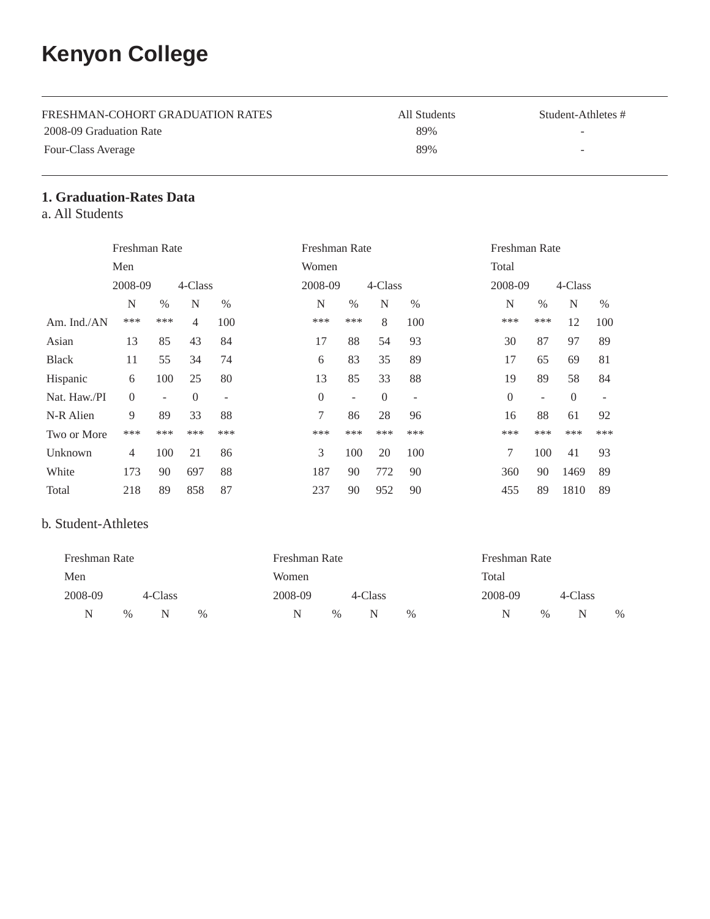# Kenyon College

| FRESHMAN-COHORT GRADUATION RATES | All Students | Student-Athletes # |
|---|---|---|
| 2008-09 Graduation Rate | 89% | - |
| Four-Class Average | 89% | - |

### 1. Graduation-Rates Data

a. All Students

| | Freshman Rate Men | | | | Freshman Rate Women | | | | Freshman Rate Total | | | |
|---|---|---|---|---|---|---|---|---|---|---|---|---|
| | 2008-09 | | 4-Class | | 2008-09 | | 4-Class | | 2008-09 | | 4-Class | |
| | N | % | N | % | N | % | N | % | N | % | N | % |
| Am. Ind./AN | *** | *** | 4 | 100 | *** | *** | 8 | 100 | *** | *** | 12 | 100 |
| Asian | 13 | 85 | 43 | 84 | 17 | 88 | 54 | 93 | 30 | 87 | 97 | 89 |
| Black | 11 | 55 | 34 | 74 | 6 | 83 | 35 | 89 | 17 | 65 | 69 | 81 |
| Hispanic | 6 | 100 | 25 | 80 | 13 | 85 | 33 | 88 | 19 | 89 | 58 | 84 |
| Nat. Haw./PI | 0 | - | 0 | - | 0 | - | 0 | - | 0 | - | 0 | - |
| N-R Alien | 9 | 89 | 33 | 88 | 7 | 86 | 28 | 96 | 16 | 88 | 61 | 92 |
| Two or More | *** | *** | *** | *** | *** | *** | *** | *** | *** | *** | *** | *** |
| Unknown | 4 | 100 | 21 | 86 | 3 | 100 | 20 | 100 | 7 | 100 | 41 | 93 |
| White | 173 | 90 | 697 | 88 | 187 | 90 | 772 | 90 | 360 | 90 | 1469 | 89 |
| Total | 218 | 89 | 858 | 87 | 237 | 90 | 952 | 90 | 455 | 89 | 1810 | 89 |

b. Student-Athletes

| Freshman Rate Men | | | | Freshman Rate Women | | | | Freshman Rate Total | | | |
|---|---|---|---|---|---|---|---|---|---|---|---|
| 2008-09 | | 4-Class | | 2008-09 | | 4-Class | | 2008-09 | | 4-Class | |
| N | % | N | % | N | % | N | % | N | % | N | % |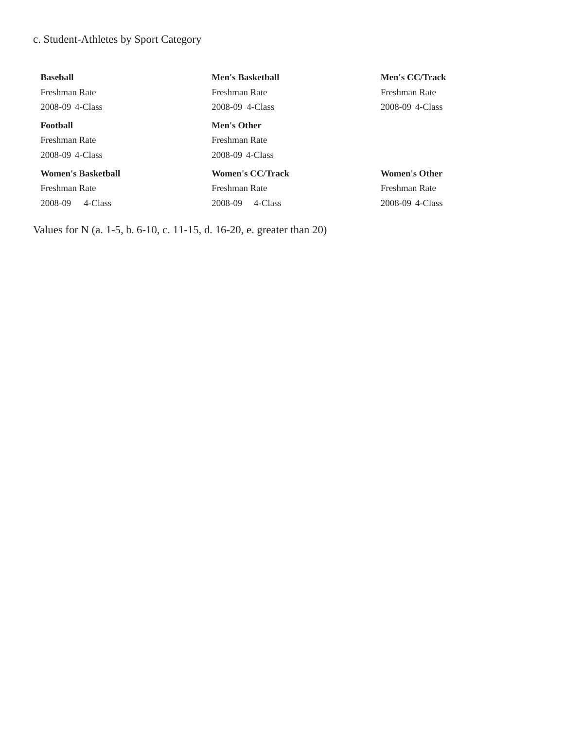c. Student-Athletes by Sport Category

| **Baseball** | **Men's Basketball** | **Men's CC/Track** |
|---|---|---|
| Freshman Rate | Freshman Rate | Freshman Rate |
| 2008-09 4-Class | 2008-09 4-Class | 2008-09 4-Class |
| **Football** | **Men's Other** | |
| Freshman Rate | Freshman Rate | |
| 2008-09 4-Class | 2008-09 4-Class | |
| **Women's Basketball** | **Women's CC/Track** | **Women's Other** |
| Freshman Rate | Freshman Rate | Freshman Rate |
| 2008-09 4-Class | 2008-09 4-Class | 2008-09 4-Class |

Values for N (a. 1-5, b. 6-10, c. 11-15, d. 16-20, e. greater than 20)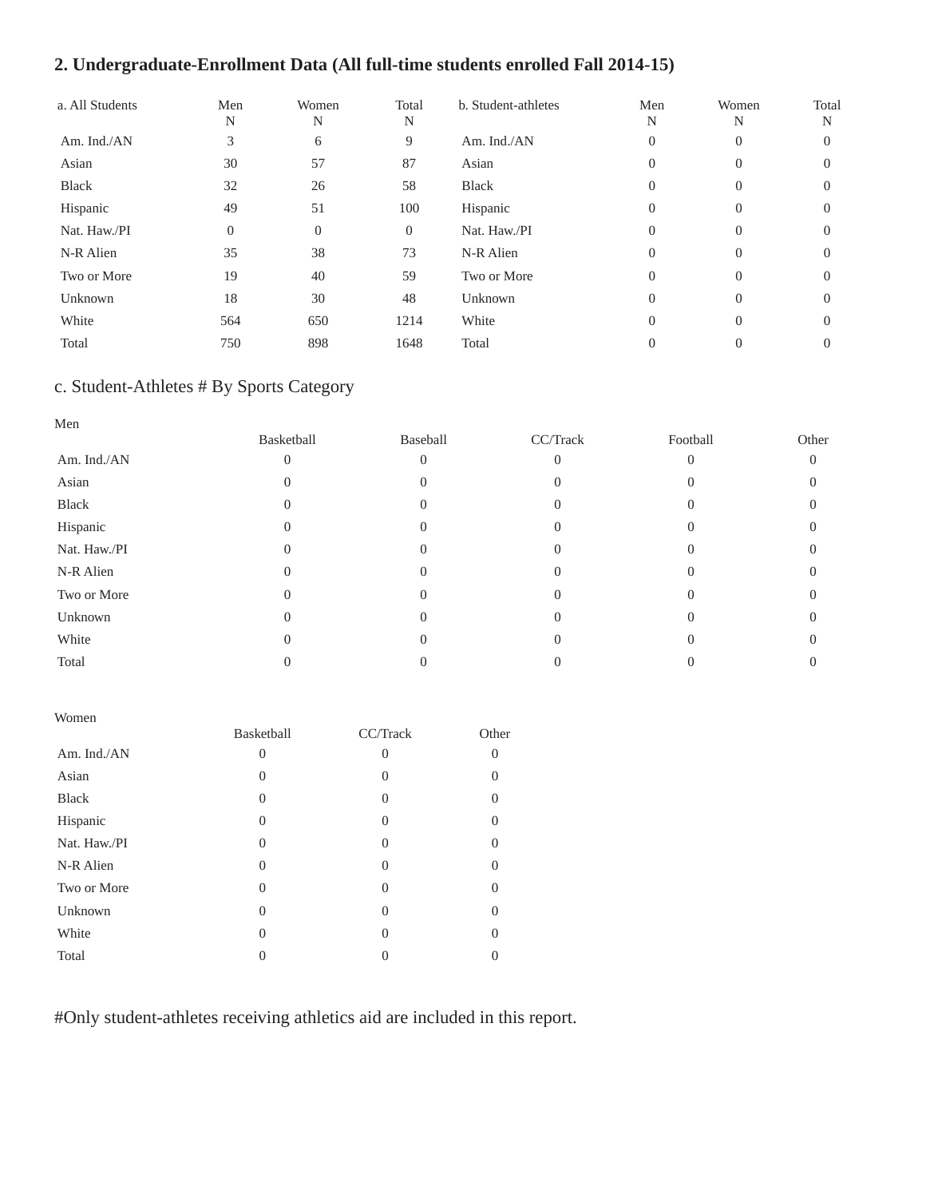## 2. Undergraduate-Enrollment Data (All full-time students enrolled Fall 2014-15)

| a. All Students | Men N | Women N | Total N | b. Student-athletes | Men N | Women N | Total N |
|---|---|---|---|---|---|---|---|
| Am. Ind./AN | 3 | 6 | 9 | Am. Ind./AN | 0 | 0 | 0 |
| Asian | 30 | 57 | 87 | Asian | 0 | 0 | 0 |
| Black | 32 | 26 | 58 | Black | 0 | 0 | 0 |
| Hispanic | 49 | 51 | 100 | Hispanic | 0 | 0 | 0 |
| Nat. Haw./PI | 0 | 0 | 0 | Nat. Haw./PI | 0 | 0 | 0 |
| N-R Alien | 35 | 38 | 73 | N-R Alien | 0 | 0 | 0 |
| Two or More | 19 | 40 | 59 | Two or More | 0 | 0 | 0 |
| Unknown | 18 | 30 | 48 | Unknown | 0 | 0 | 0 |
| White | 564 | 650 | 1214 | White | 0 | 0 | 0 |
| Total | 750 | 898 | 1648 | Total | 0 | 0 | 0 |

### c. Student-Athletes # By Sports Category

Men

| | Basketball | Baseball | CC/Track | Football | Other |
|---|---|---|---|---|---|
| Am. Ind./AN | 0 | 0 | 0 | 0 | 0 |
| Asian | 0 | 0 | 0 | 0 | 0 |
| Black | 0 | 0 | 0 | 0 | 0 |
| Hispanic | 0 | 0 | 0 | 0 | 0 |
| Nat. Haw./PI | 0 | 0 | 0 | 0 | 0 |
| N-R Alien | 0 | 0 | 0 | 0 | 0 |
| Two or More | 0 | 0 | 0 | 0 | 0 |
| Unknown | 0 | 0 | 0 | 0 | 0 |
| White | 0 | 0 | 0 | 0 | 0 |
| Total | 0 | 0 | 0 | 0 | 0 |

Women

| | Basketball | CC/Track | Other |
|---|---|---|---|
| Am. Ind./AN | 0 | 0 | 0 |
| Asian | 0 | 0 | 0 |
| Black | 0 | 0 | 0 |
| Hispanic | 0 | 0 | 0 |
| Nat. Haw./PI | 0 | 0 | 0 |
| N-R Alien | 0 | 0 | 0 |
| Two or More | 0 | 0 | 0 |
| Unknown | 0 | 0 | 0 |
| White | 0 | 0 | 0 |
| Total | 0 | 0 | 0 |

#Only student-athletes receiving athletics aid are included in this report.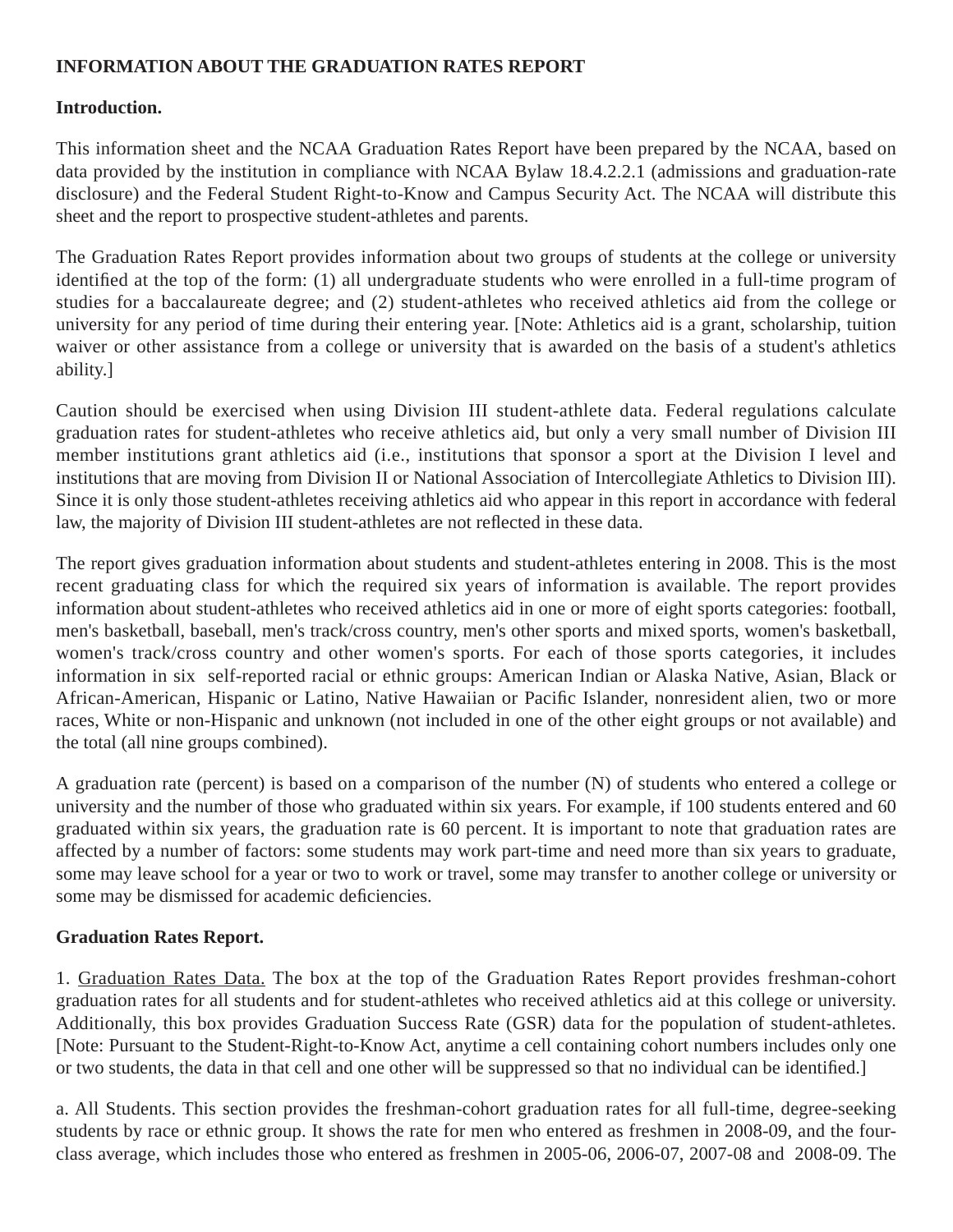**INFORMATION ABOUT THE GRADUATION RATES REPORT**

**Introduction.**

This information sheet and the NCAA Graduation Rates Report have been prepared by the NCAA, based on data provided by the institution in compliance with NCAA Bylaw 18.4.2.2.1 (admissions and graduation-rate disclosure) and the Federal Student Right-to-Know and Campus Security Act. The NCAA will distribute this sheet and the report to prospective student-athletes and parents.

The Graduation Rates Report provides information about two groups of students at the college or university identified at the top of the form: (1) all undergraduate students who were enrolled in a full-time program of studies for a baccalaureate degree; and (2) student-athletes who received athletics aid from the college or university for any period of time during their entering year. [Note: Athletics aid is a grant, scholarship, tuition waiver or other assistance from a college or university that is awarded on the basis of a student's athletics ability.]

Caution should be exercised when using Division III student-athlete data. Federal regulations calculate graduation rates for student-athletes who receive athletics aid, but only a very small number of Division III member institutions grant athletics aid (i.e., institutions that sponsor a sport at the Division I level and institutions that are moving from Division II or National Association of Intercollegiate Athletics to Division III). Since it is only those student-athletes receiving athletics aid who appear in this report in accordance with federal law, the majority of Division III student-athletes are not reflected in these data.

The report gives graduation information about students and student-athletes entering in 2008. This is the most recent graduating class for which the required six years of information is available. The report provides information about student-athletes who received athletics aid in one or more of eight sports categories: football, men's basketball, baseball, men's track/cross country, men's other sports and mixed sports, women's basketball, women's track/cross country and other women's sports. For each of those sports categories, it includes information in six self-reported racial or ethnic groups: American Indian or Alaska Native, Asian, Black or African-American, Hispanic or Latino, Native Hawaiian or Pacific Islander, nonresident alien, two or more races, White or non-Hispanic and unknown (not included in one of the other eight groups or not available) and the total (all nine groups combined).

A graduation rate (percent) is based on a comparison of the number (N) of students who entered a college or university and the number of those who graduated within six years. For example, if 100 students entered and 60 graduated within six years, the graduation rate is 60 percent. It is important to note that graduation rates are affected by a number of factors: some students may work part-time and need more than six years to graduate, some may leave school for a year or two to work or travel, some may transfer to another college or university or some may be dismissed for academic deficiencies.

**Graduation Rates Report.**

1. Graduation Rates Data. The box at the top of the Graduation Rates Report provides freshman-cohort graduation rates for all students and for student-athletes who received athletics aid at this college or university. Additionally, this box provides Graduation Success Rate (GSR) data for the population of student-athletes. [Note: Pursuant to the Student-Right-to-Know Act, anytime a cell containing cohort numbers includes only one or two students, the data in that cell and one other will be suppressed so that no individual can be identified.]

a. All Students. This section provides the freshman-cohort graduation rates for all full-time, degree-seeking students by race or ethnic group. It shows the rate for men who entered as freshmen in 2008-09, and the four-class average, which includes those who entered as freshmen in 2005-06, 2006-07, 2007-08 and 2008-09. The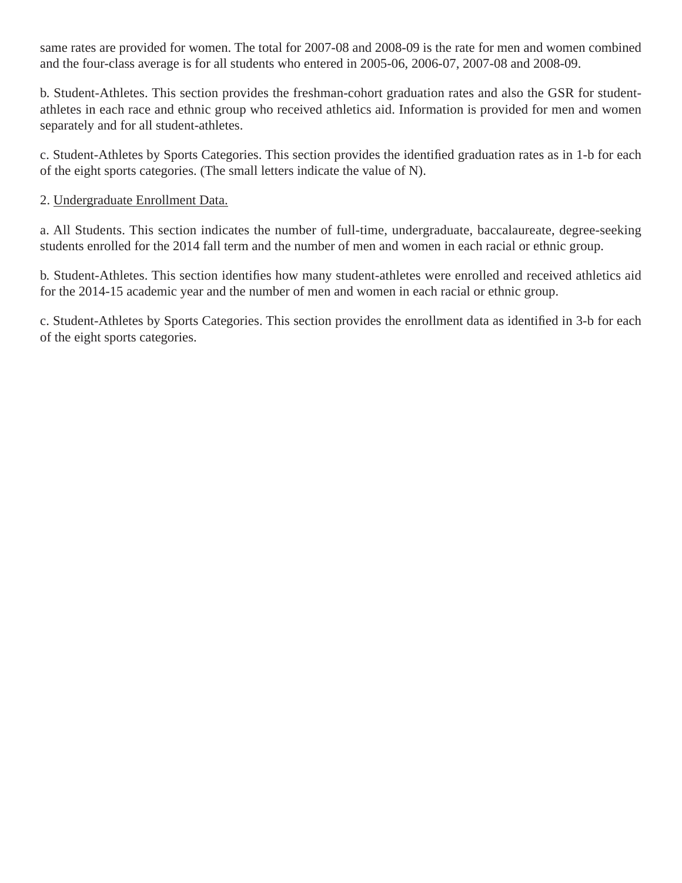same rates are provided for women. The total for 2007-08 and 2008-09 is the rate for men and women combined and the four-class average is for all students who entered in 2005-06, 2006-07, 2007-08 and 2008-09.

b. Student-Athletes. This section provides the freshman-cohort graduation rates and also the GSR for student-athletes in each race and ethnic group who received athletics aid. Information is provided for men and women separately and for all student-athletes.

c. Student-Athletes by Sports Categories. This section provides the identified graduation rates as in 1-b for each of the eight sports categories. (The small letters indicate the value of N).

2. <u>Undergraduate Enrollment Data.</u>

a. All Students. This section indicates the number of full-time, undergraduate, baccalaureate, degree-seeking students enrolled for the 2014 fall term and the number of men and women in each racial or ethnic group.

b. Student-Athletes. This section identifies how many student-athletes were enrolled and received athletics aid for the 2014-15 academic year and the number of men and women in each racial or ethnic group.

c. Student-Athletes by Sports Categories. This section provides the enrollment data as identified in 3-b for each of the eight sports categories.